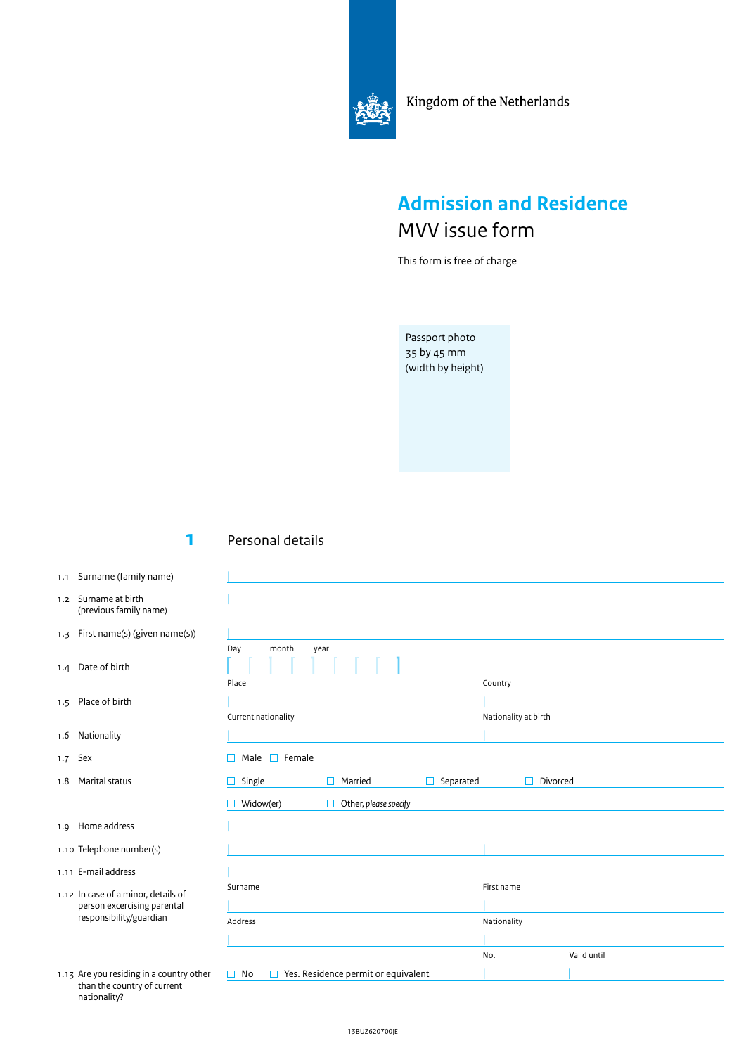Kingdom of the Netherlands

# Admission and Residence

## MVV issue form

This form is free of charge

Passport photo
35 by 45 mm
(width by height)

## 1 Personal details

1.1 Surname (family name)

1.2 Surname at birth (previous family name)

1.3 First name(s) (given name(s))

1.4 Date of birth — Day / month / year

1.5 Place of birth — Place / Country

1.6 Nationality — Current nationality / Nationality at birth

1.7 Sex — ☐ Male ☐ Female

1.8 Marital status — ☐ Single ☐ Married ☐ Separated ☐ Divorced ☐ Widow(er) ☐ Other, *please specify*

1.9 Home address

1.10 Telephone number(s)

1.11 E-mail address

1.12 In case of a minor, details of person excercising parental responsibility/guardian — Surname / First name / Address / Nationality

1.13 Are you residing in a country other than the country of current nationality? — ☐ No ☐ Yes. Residence permit or equivalent — No. / Valid until

13BUZ620700|E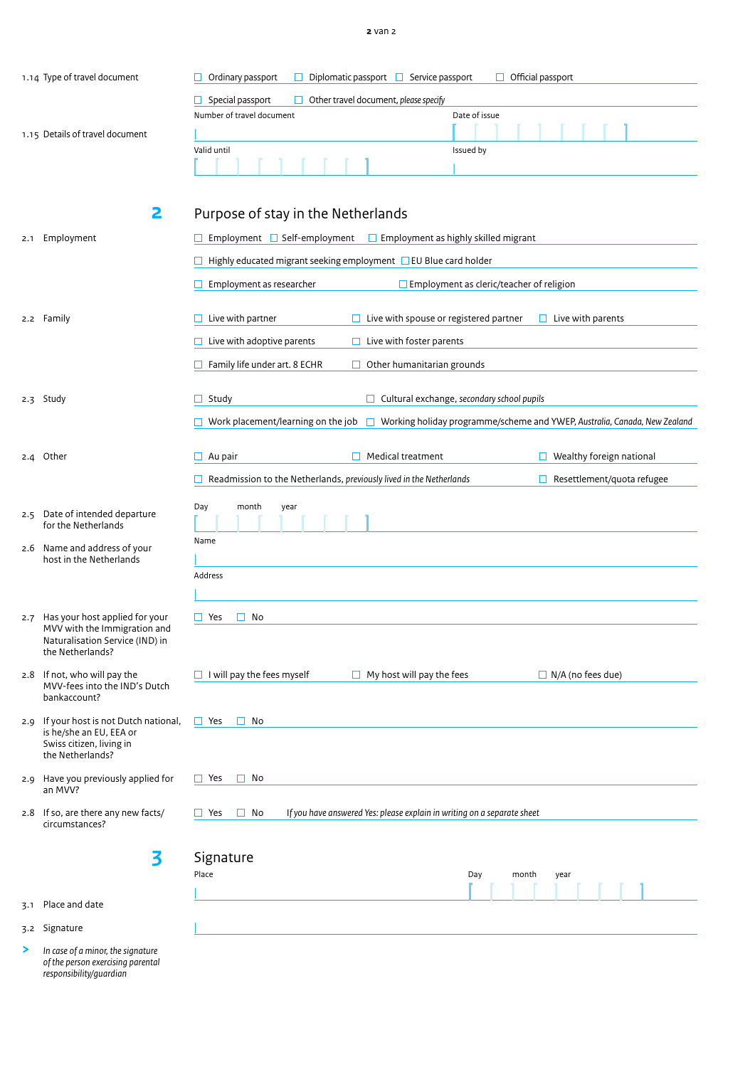1.14 Type of travel document

☐ Ordinary passport ☐ Diplomatic passport ☐ Service passport ☐ Official passport

☐ Special passport ☐ Other travel document, *please specify*

1.15 Details of travel document

Number of travel document

Date of issue

Valid until

Issued by

## 2 Purpose of stay in the Netherlands

2.1 Employment

☐ Employment ☐ Self-employment ☐ Employment as highly skilled migrant

☐ Highly educated migrant seeking employment ☐ EU Blue card holder

☐ Employment as researcher ☐ Employment as cleric/teacher of religion

2.2 Family

☐ Live with partner ☐ Live with spouse or registered partner ☐ Live with parents

☐ Live with adoptive parents ☐ Live with foster parents

☐ Family life under art. 8 ECHR ☐ Other humanitarian grounds

2.3 Study

☐ Study ☐ Cultural exchange, *secondary school pupils*

☐ Work placement/learning on the job ☐ Working holiday programme/scheme and YWEP, *Australia, Canada, New Zealand*

2.4 Other

☐ Au pair ☐ Medical treatment ☐ Wealthy foreign national

☐ Readmission to the Netherlands, *previously lived in the Netherlands* ☐ Resettlement/quota refugee

2.5 Date of intended departure for the Netherlands

Day month year

2.6 Name and address of your host in the Netherlands

Name

Address

2.7 Has your host applied for your MVV with the Immigration and Naturalisation Service (IND) in the Netherlands?

☐ Yes ☐ No

2.8 If not, who will pay the MVV-fees into the IND's Dutch bankaccount?

☐ I will pay the fees myself ☐ My host will pay the fees ☐ N/A (no fees due)

2.9 If your host is not Dutch national, is he/she an EU, EEA or Swiss citizen, living in the Netherlands?

☐ Yes ☐ No

2.9 Have you previously applied for an MVV?

☐ Yes ☐ No

2.8 If so, are there any new facts/ circumstances?

☐ Yes ☐ No *If you have answered Yes: please explain in writing on a separate sheet*

## 3 Signature

3.1 Place and date

Place

Day month year

3.2 Signature

> *In case of a minor, the signature of the person exercising parental responsibility/guardian*